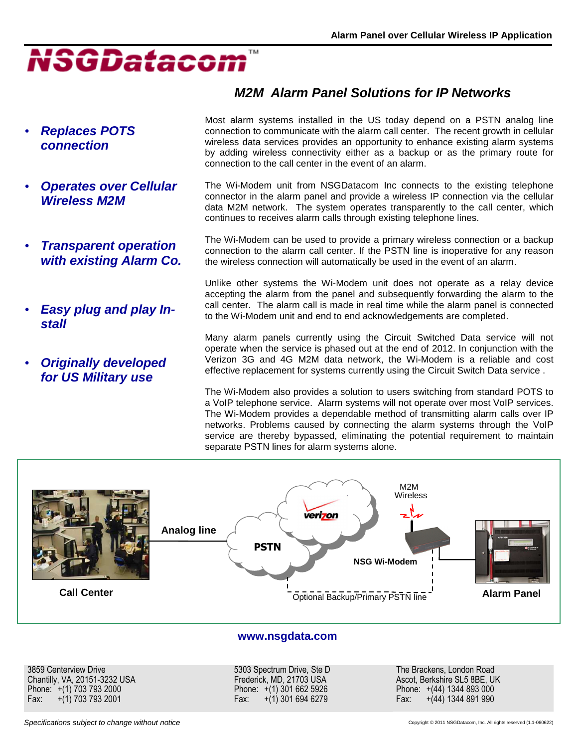Alarm Panel over Cellular Wireless IP Application

# NSGDatacom™

## M2M Alarm Panel Solutions for IP Networks

- ***Replaces POTS connection***
- ***Operates over Cellular Wireless M2M***
- ***Transparent operation with existing Alarm Co.***
- ***Easy plug and play Install***
- ***Originally developed for US Military use***

Most alarm systems installed in the US today depend on a PSTN analog line connection to communicate with the alarm call center. The recent growth in cellular wireless data services provides an opportunity to enhance existing alarm systems by adding wireless connectivity either as a backup or as the primary route for connection to the call center in the event of an alarm.

The Wi-Modem unit from NSGDatacom Inc connects to the existing telephone connector in the alarm panel and provide a wireless IP connection via the cellular data M2M network. The system operates transparently to the call center, which continues to receives alarm calls through existing telephone lines.

The Wi-Modem can be used to provide a primary wireless connection or a backup connection to the alarm call center. If the PSTN line is inoperative for any reason the wireless connection will automatically be used in the event of an alarm.

Unlike other systems the Wi-Modem unit does not operate as a relay device accepting the alarm from the panel and subsequently forwarding the alarm to the call center. The alarm call is made in real time while the alarm panel is connected to the Wi-Modem unit and end to end acknowledgements are completed.

Many alarm panels currently using the Circuit Switched Data service will not operate when the service is phased out at the end of 2012. In conjunction with the Verizon 3G and 4G M2M data network, the Wi-Modem is a reliable and cost effective replacement for systems currently using the Circuit Switch Data service .

The Wi-Modem also provides a solution to users switching from standard POTS to a VoIP telephone service. Alarm systems will not operate over most VoIP services. The Wi-Modem provides a dependable method of transmitting alarm calls over IP networks. Problems caused by connecting the alarm systems through the VoIP service are thereby bypassed, eliminating the potential requirement to maintain separate PSTN lines for alarm systems alone.

Call Center
Analog line
PSTN
verizon
M2M Wireless
NSG Wi-Modem
Alarm Panel
Optional Backup/Primary PSTN line

**www.nsgdata.com**

3859 Centerview Drive
Chantilly, VA, 20151-3232 USA
Phone: +(1) 703 793 2000
Fax: +(1) 703 793 2001

5303 Spectrum Drive, Ste D
Frederick, MD, 21703 USA
Phone: +(1) 301 662 5926
Fax: +(1) 301 694 6279

The Brackens, London Road
Ascot, Berkshire SL5 8BE, UK
Phone: +(44) 1344 893 000
Fax: +(44) 1344 891 990

*Specifications subject to change without notice*

Copyright © 2011 NSGDatacom, Inc. All rights reserved (1.1-060622)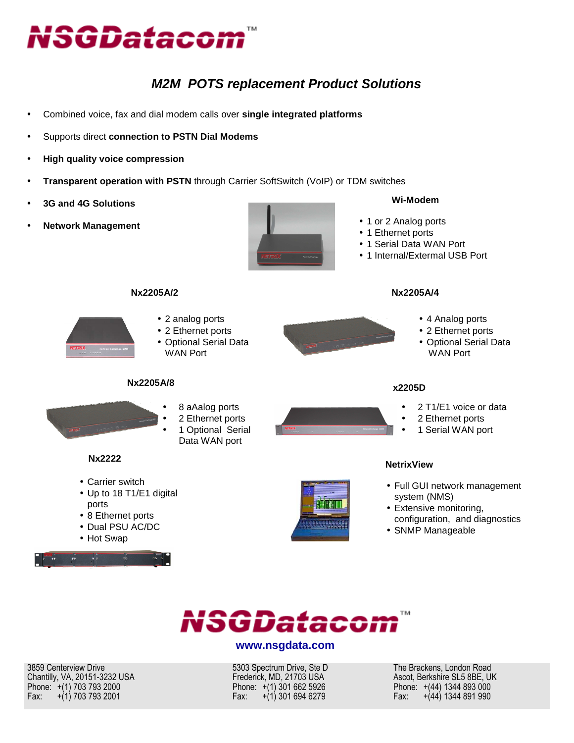# NSGDatacom™

## *M2M POTS replacement Product Solutions*

- Combined voice, fax and dial modem calls over **single integrated platforms**
- Supports direct **connection to PSTN Dial Modems**
- **High quality voice compression**
- **Transparent operation with PSTN** through Carrier SoftSwitch (VoIP) or TDM switches
- **3G and 4G Solutions**
- **Network Management**

### Wi-Modem

- 1 or 2 Analog ports
- 1 Ethernet ports
- 1 Serial Data WAN Port
- 1 Internal/External USB Port

### Nx2205A/2

- 2 analog ports
- 2 Ethernet ports
- Optional Serial Data WAN Port

### Nx2205A/4

- 4 Analog ports
- 2 Ethernet ports
- Optional Serial Data WAN Port

### Nx2205A/8

- 8 aAalog ports
- 2 Ethernet ports
- 1 Optional Serial Data WAN port

### x2205D

- 2 T1/E1 voice or data
- 2 Ethernet ports
- 1 Serial WAN port

### Nx2222

- Carrier switch
- Up to 18 T1/E1 digital ports
- 8 Ethernet ports
- Dual PSU AC/DC
- Hot Swap

### NetrixView

- Full GUI network management system (NMS)
- Extensive monitoring, configuration, and diagnostics
- SNMP Manageable

**NSGDatacom™**

**www.nsgdata.com**

3859 Centerview Drive
Chantilly, VA, 20151-3232 USA
Phone: +(1) 703 793 2000
Fax: +(1) 703 793 2001

5303 Spectrum Drive, Ste D
Frederick, MD, 21703 USA
Phone: +(1) 301 662 5926
Fax: +(1) 301 694 6279

The Brackens, London Road
Ascot, Berkshire SL5 8BE, UK
Phone: +(44) 1344 893 000
Fax: +(44) 1344 891 990